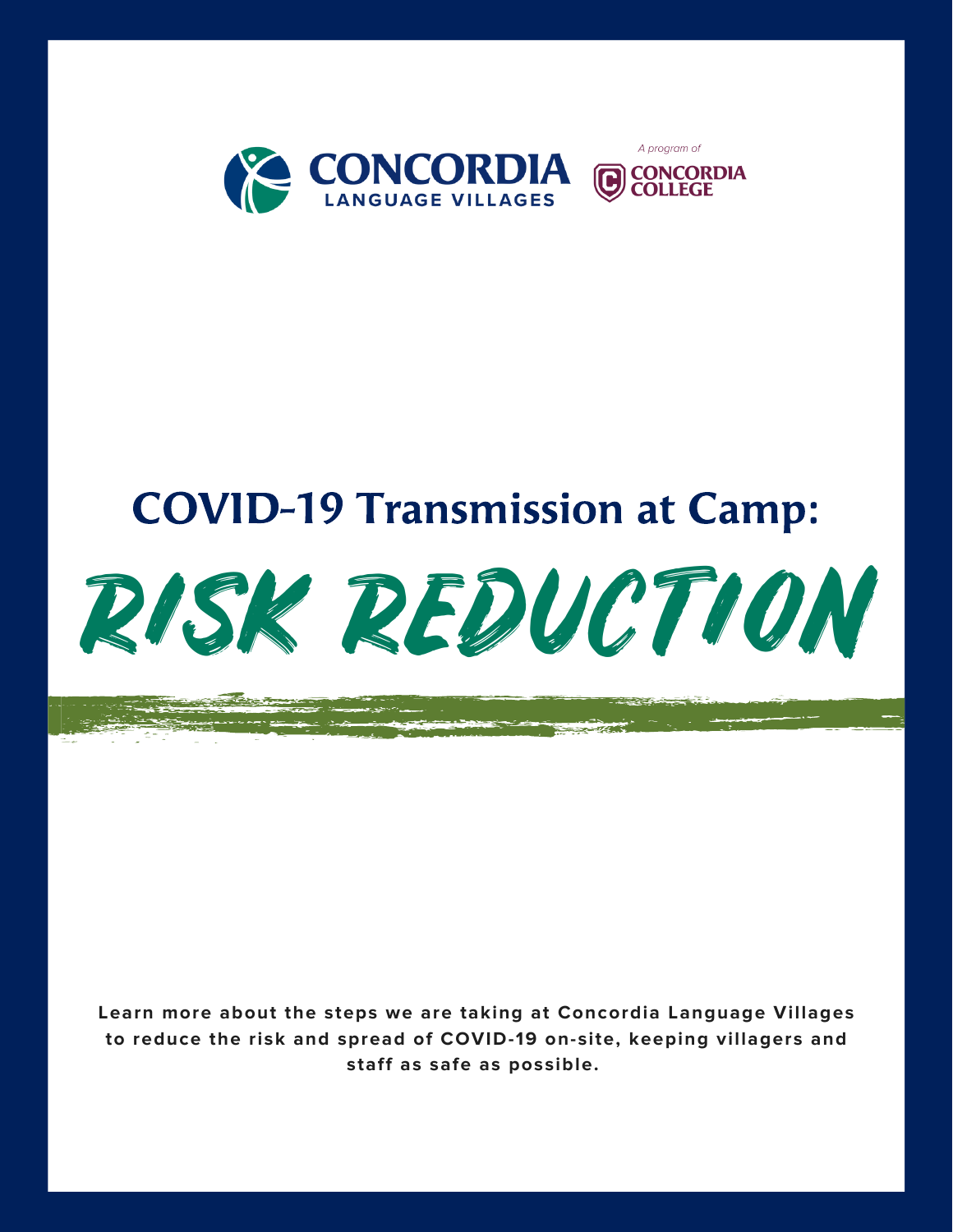CONCORDIA
LANGUAGE VILLAGES

*A program of*
CONCORDIA COLLEGE

# COVID-19 Transmission at Camp:

# RISK REDUCTION

**Learn more about the steps we are taking at Concordia Language Villages to reduce the risk and spread of COVID-19 on-site, keeping villagers and staff as safe as possible.**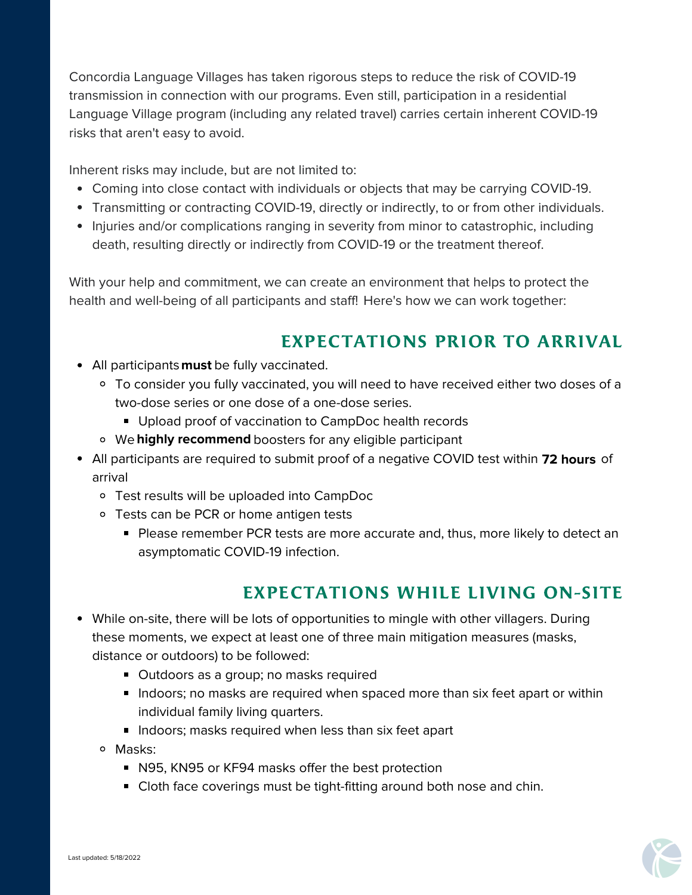Concordia Language Villages has taken rigorous steps to reduce the risk of COVID-19 transmission in connection with our programs. Even still, participation in a residential Language Village program (including any related travel) carries certain inherent COVID-19 risks that aren't easy to avoid.

Inherent risks may include, but are not limited to:

- Coming into close contact with individuals or objects that may be carrying COVID-19.
- Transmitting or contracting COVID-19, directly or indirectly, to or from other individuals.
- Injuries and/or complications ranging in severity from minor to catastrophic, including death, resulting directly or indirectly from COVID-19 or the treatment thereof.

With your help and commitment, we can create an environment that helps to protect the health and well-being of all participants and staff! Here's how we can work together:

## EXPECTATIONS PRIOR TO ARRIVAL

- All participants **must** be fully vaccinated.
  - To consider you fully vaccinated, you will need to have received either two doses of a two-dose series or one dose of a one-dose series.
    - Upload proof of vaccination to CampDoc health records
  - We **highly recommend** boosters for any eligible participant
- All participants are required to submit proof of a negative COVID test within **72 hours** of arrival
  - Test results will be uploaded into CampDoc
  - Tests can be PCR or home antigen tests
    - Please remember PCR tests are more accurate and, thus, more likely to detect an asymptomatic COVID-19 infection.

## EXPECTATIONS WHILE LIVING ON-SITE

- While on-site, there will be lots of opportunities to mingle with other villagers. During these moments, we expect at least one of three main mitigation measures (masks, distance or outdoors) to be followed:
    - Outdoors as a group; no masks required
    - Indoors; no masks are required when spaced more than six feet apart or within individual family living quarters.
    - Indoors; masks required when less than six feet apart
  - Masks:
    - N95, KN95 or KF94 masks offer the best protection
    - Cloth face coverings must be tight-fitting around both nose and chin.

Last updated: 5/18/2022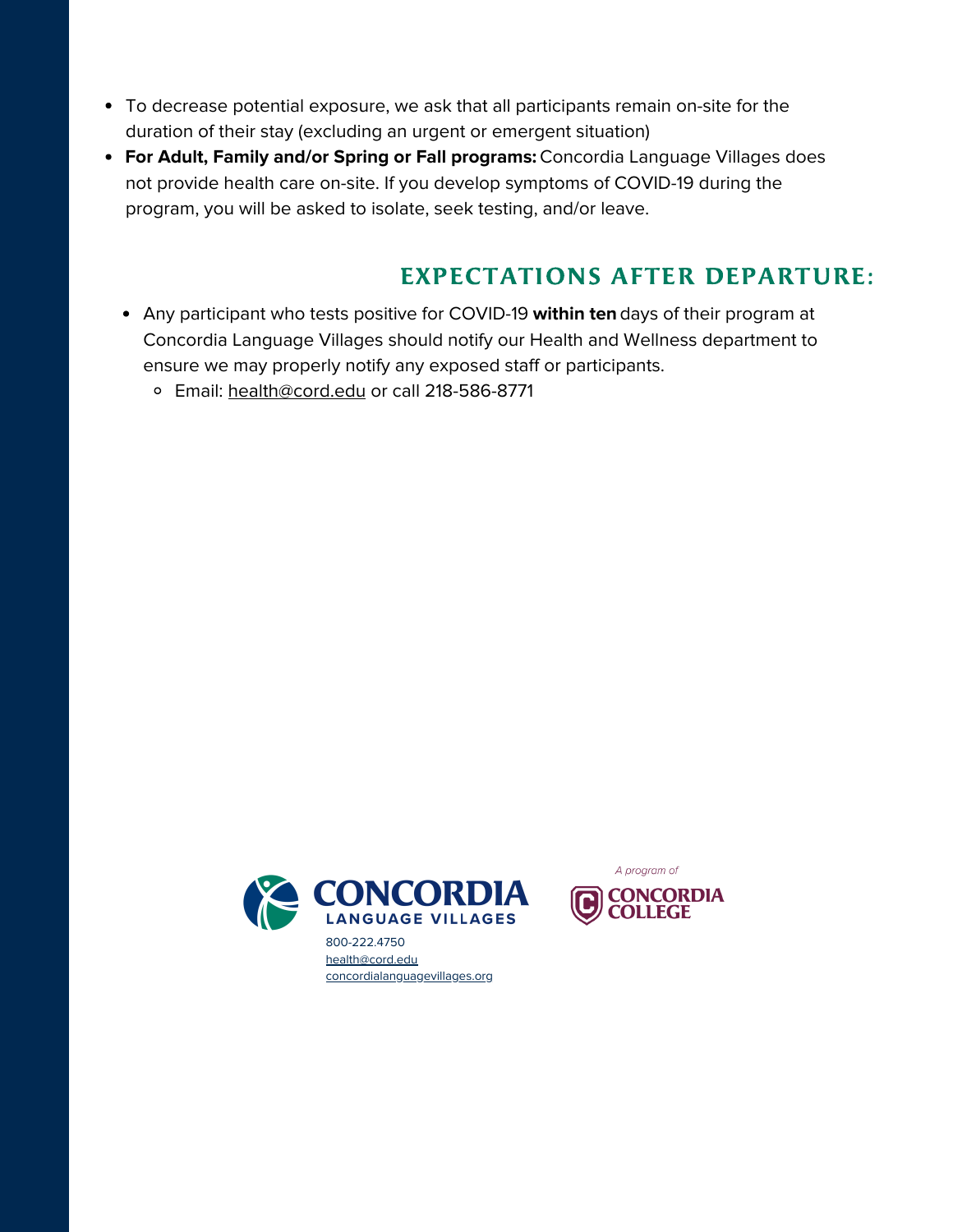- To decrease potential exposure, we ask that all participants remain on-site for the duration of their stay (excluding an urgent or emergent situation)
- **For Adult, Family and/or Spring or Fall programs:** Concordia Language Villages does not provide health care on-site. If you develop symptoms of COVID-19 during the program, you will be asked to isolate, seek testing, and/or leave.

## EXPECTATIONS AFTER DEPARTURE:

- Any participant who tests positive for COVID-19 **within ten** days of their program at Concordia Language Villages should notify our Health and Wellness department to ensure we may properly notify any exposed staff or participants.
  - Email: health@cord.edu or call 218-586-8771

CONCORDIA LANGUAGE VILLAGES

800-222.4750

health@cord.edu

concordialanguagevillages.org

*A program of*

CONCORDIA COLLEGE